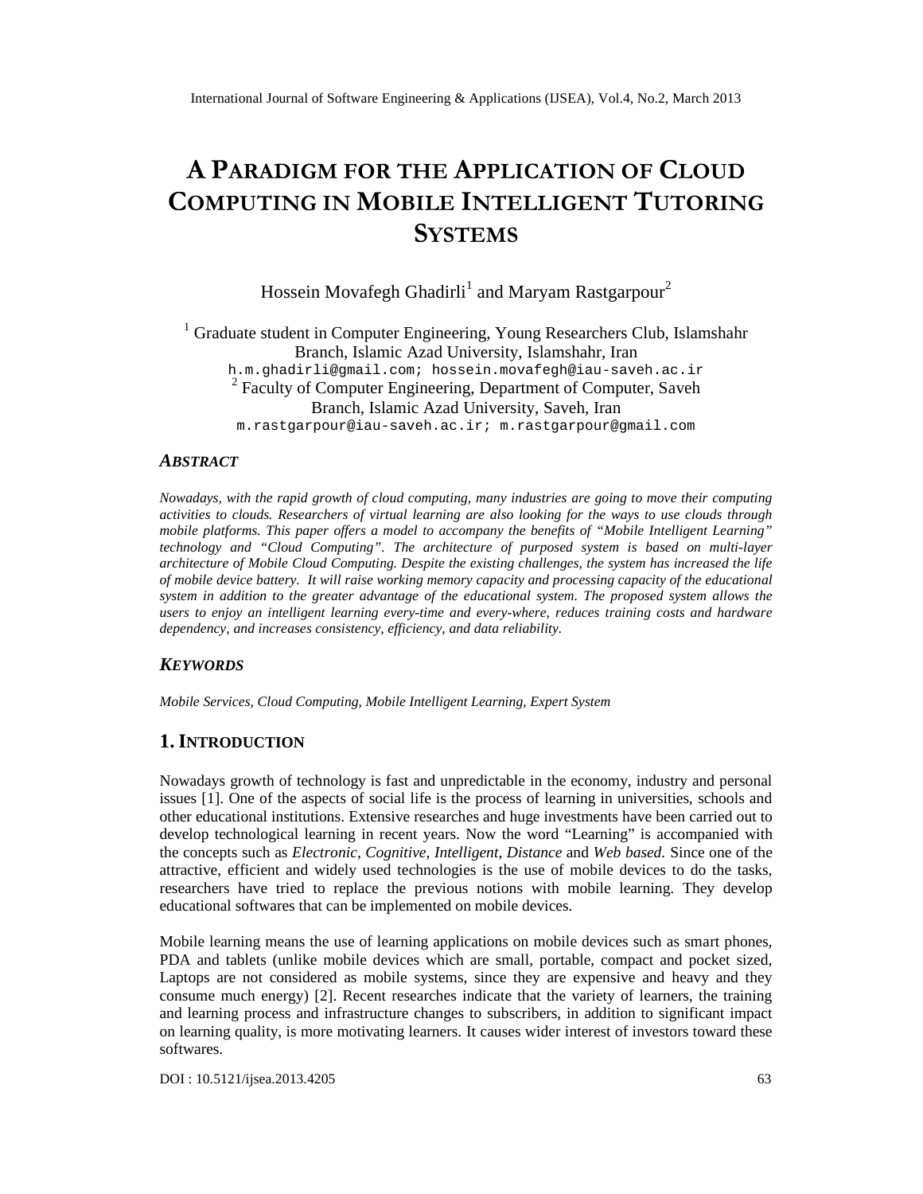# A PARADIGM FOR THE APPLICATION OF CLOUD COMPUTING IN MOBILE INTELLIGENT TUTORING SYSTEMS

Hossein Movafegh Ghadirli[1] and Maryam Rastgarpour[2]

[1] Graduate student in Computer Engineering, Young Researchers Club, Islamshahr Branch, Islamic Azad University, Islamshahr, Iran
h.m.ghadirli@gmail.com; hossein.movafegh@iau-saveh.ac.ir
[2] Faculty of Computer Engineering, Department of Computer, Saveh Branch, Islamic Azad University, Saveh, Iran
m.rastgarpour@iau-saveh.ac.ir; m.rastgarpour@gmail.com

### ABSTRACT

*Nowadays, with the rapid growth of cloud computing, many industries are going to move their computing activities to clouds. Researchers of virtual learning are also looking for the ways to use clouds through mobile platforms. This paper offers a model to accompany the benefits of "Mobile Intelligent Learning" technology and "Cloud Computing". The architecture of purposed system is based on multi-layer architecture of Mobile Cloud Computing. Despite the existing challenges, the system has increased the life of mobile device battery. It will raise working memory capacity and processing capacity of the educational system in addition to the greater advantage of the educational system. The proposed system allows the users to enjoy an intelligent learning every-time and every-where, reduces training costs and hardware dependency, and increases consistency, efficiency, and data reliability.*

### KEYWORDS

*Mobile Services, Cloud Computing, Mobile Intelligent Learning, Expert System*

## 1. INTRODUCTION

Nowadays growth of technology is fast and unpredictable in the economy, industry and personal issues [1]. One of the aspects of social life is the process of learning in universities, schools and other educational institutions. Extensive researches and huge investments have been carried out to develop technological learning in recent years. Now the word "Learning" is accompanied with the concepts such as *Electronic*, *Cognitive*, *Intelligent*, *Distance* and *Web based.* Since one of the attractive, efficient and widely used technologies is the use of mobile devices to do the tasks, researchers have tried to replace the previous notions with mobile learning. They develop educational softwares that can be implemented on mobile devices.

Mobile learning means the use of learning applications on mobile devices such as smart phones, PDA and tablets (unlike mobile devices which are small, portable, compact and pocket sized, Laptops are not considered as mobile systems, since they are expensive and heavy and they consume much energy) [2]. Recent researches indicate that the variety of learners, the training and learning process and infrastructure changes to subscribers, in addition to significant impact on learning quality, is more motivating learners. It causes wider interest of investors toward these softwares.

DOI : 10.5121/ijsea.2013.4205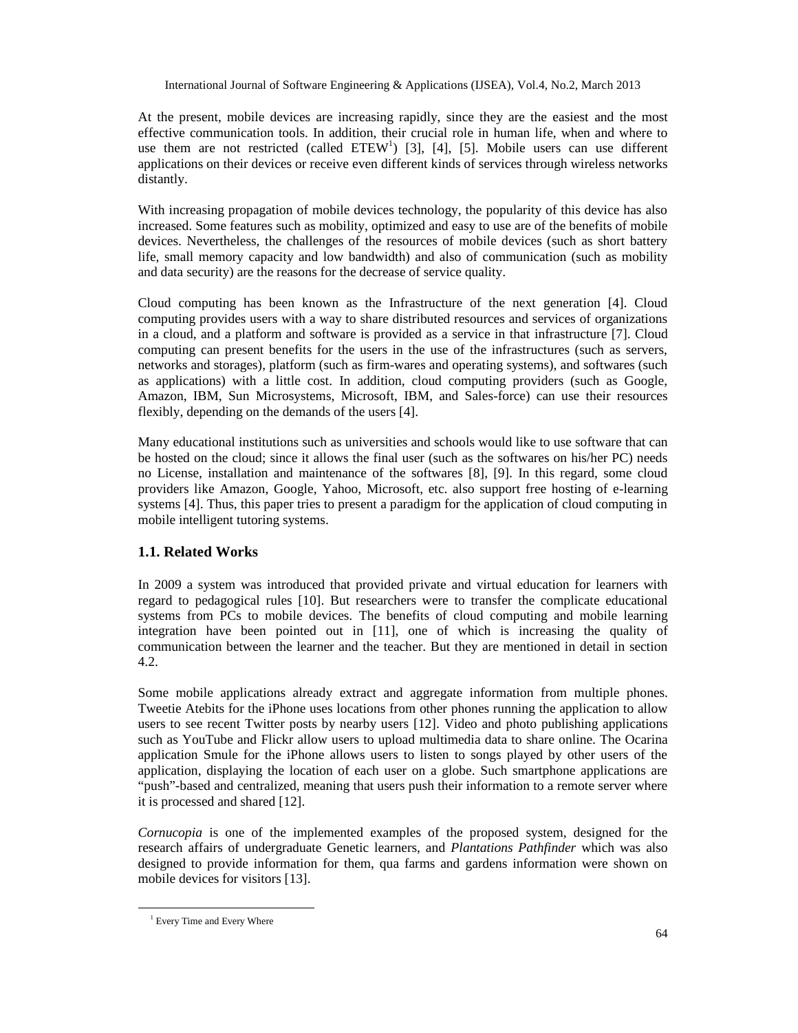At the present, mobile devices are increasing rapidly, since they are the easiest and the most effective communication tools. In addition, their crucial role in human life, when and where to use them are not restricted (called ETEW[1]) [3], [4], [5]. Mobile users can use different applications on their devices or receive even different kinds of services through wireless networks distantly.

With increasing propagation of mobile devices technology, the popularity of this device has also increased. Some features such as mobility, optimized and easy to use are of the benefits of mobile devices. Nevertheless, the challenges of the resources of mobile devices (such as short battery life, small memory capacity and low bandwidth) and also of communication (such as mobility and data security) are the reasons for the decrease of service quality.

Cloud computing has been known as the Infrastructure of the next generation [4]. Cloud computing provides users with a way to share distributed resources and services of organizations in a cloud, and a platform and software is provided as a service in that infrastructure [7]. Cloud computing can present benefits for the users in the use of the infrastructures (such as servers, networks and storages), platform (such as firm-wares and operating systems), and softwares (such as applications) with a little cost. In addition, cloud computing providers (such as Google, Amazon, IBM, Sun Microsystems, Microsoft, IBM, and Sales-force) can use their resources flexibly, depending on the demands of the users [4].

Many educational institutions such as universities and schools would like to use software that can be hosted on the cloud; since it allows the final user (such as the softwares on his/her PC) needs no License, installation and maintenance of the softwares [8], [9]. In this regard, some cloud providers like Amazon, Google, Yahoo, Microsoft, etc. also support free hosting of e-learning systems [4]. Thus, this paper tries to present a paradigm for the application of cloud computing in mobile intelligent tutoring systems.

### 1.1. Related Works

In 2009 a system was introduced that provided private and virtual education for learners with regard to pedagogical rules [10]. But researchers were to transfer the complicate educational systems from PCs to mobile devices. The benefits of cloud computing and mobile learning integration have been pointed out in [11], one of which is increasing the quality of communication between the learner and the teacher. But they are mentioned in detail in section 4.2.

Some mobile applications already extract and aggregate information from multiple phones. Tweetie Atebits for the iPhone uses locations from other phones running the application to allow users to see recent Twitter posts by nearby users [12]. Video and photo publishing applications such as YouTube and Flickr allow users to upload multimedia data to share online. The Ocarina application Smule for the iPhone allows users to listen to songs played by other users of the application, displaying the location of each user on a globe. Such smartphone applications are "push"-based and centralized, meaning that users push their information to a remote server where it is processed and shared [12].

*Cornucopia* is one of the implemented examples of the proposed system, designed for the research affairs of undergraduate Genetic learners, and *Plantations Pathfinder* which was also designed to provide information for them, qua farms and gardens information were shown on mobile devices for visitors [13].

[1] Every Time and Every Where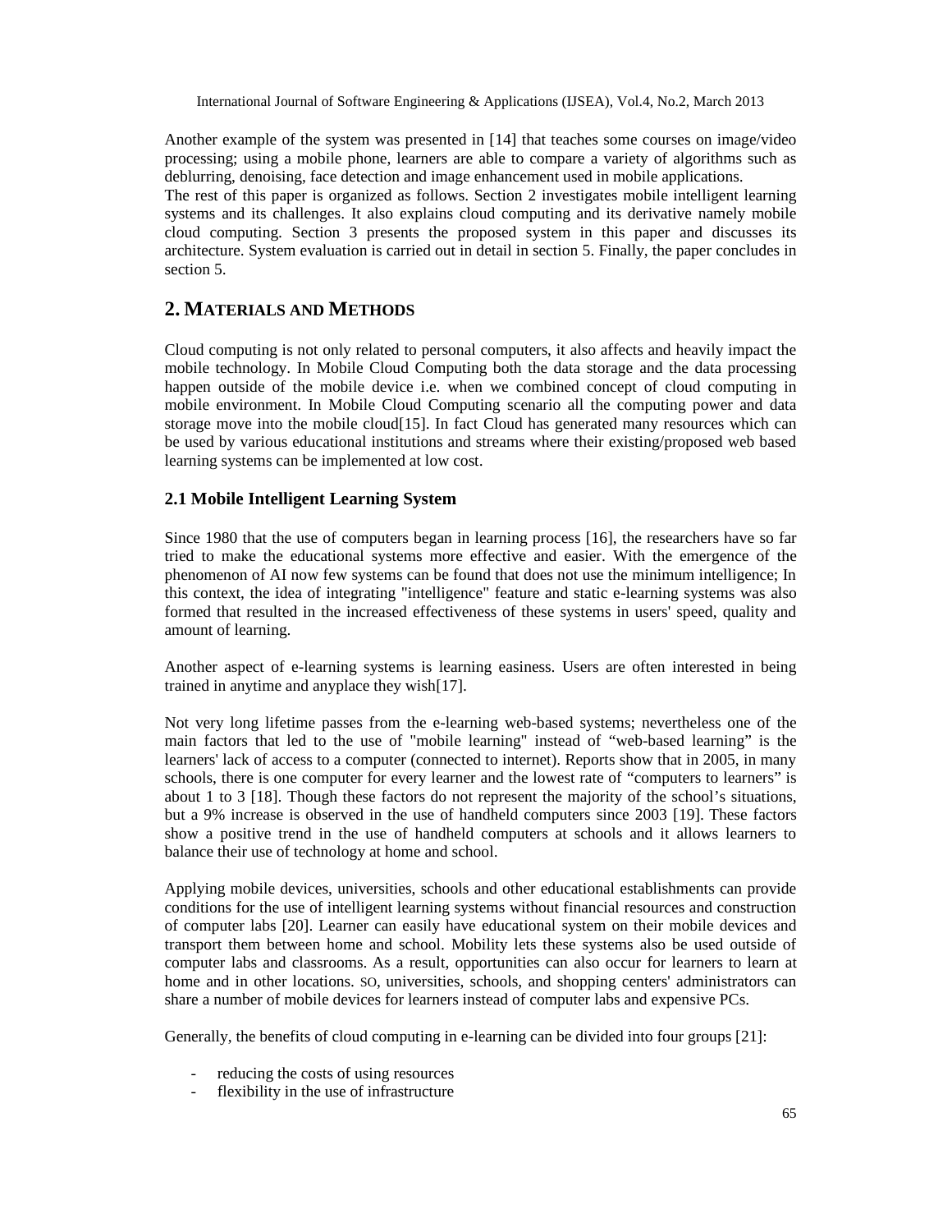Another example of the system was presented in [14] that teaches some courses on image/video processing; using a mobile phone, learners are able to compare a variety of algorithms such as deblurring, denoising, face detection and image enhancement used in mobile applications.
The rest of this paper is organized as follows. Section 2 investigates mobile intelligent learning systems and its challenges. It also explains cloud computing and its derivative namely mobile cloud computing. Section 3 presents the proposed system in this paper and discusses its architecture. System evaluation is carried out in detail in section 5. Finally, the paper concludes in section 5.

## 2. MATERIALS AND METHODS

Cloud computing is not only related to personal computers, it also affects and heavily impact the mobile technology. In Mobile Cloud Computing both the data storage and the data processing happen outside of the mobile device i.e. when we combined concept of cloud computing in mobile environment. In Mobile Cloud Computing scenario all the computing power and data storage move into the mobile cloud[15]. In fact Cloud has generated many resources which can be used by various educational institutions and streams where their existing/proposed web based learning systems can be implemented at low cost.

### 2.1 Mobile Intelligent Learning System

Since 1980 that the use of computers began in learning process [16], the researchers have so far tried to make the educational systems more effective and easier. With the emergence of the phenomenon of AI now few systems can be found that does not use the minimum intelligence; In this context, the idea of integrating "intelligence" feature and static e-learning systems was also formed that resulted in the increased effectiveness of these systems in users' speed, quality and amount of learning.

Another aspect of e-learning systems is learning easiness. Users are often interested in being trained in anytime and anyplace they wish[17].

Not very long lifetime passes from the e-learning web-based systems; nevertheless one of the main factors that led to the use of "mobile learning" instead of "web-based learning" is the learners' lack of access to a computer (connected to internet). Reports show that in 2005, in many schools, there is one computer for every learner and the lowest rate of "computers to learners" is about 1 to 3 [18]. Though these factors do not represent the majority of the school's situations, but a 9% increase is observed in the use of handheld computers since 2003 [19]. These factors show a positive trend in the use of handheld computers at schools and it allows learners to balance their use of technology at home and school.

Applying mobile devices, universities, schools and other educational establishments can provide conditions for the use of intelligent learning systems without financial resources and construction of computer labs [20]. Learner can easily have educational system on their mobile devices and transport them between home and school. Mobility lets these systems also be used outside of computer labs and classrooms. As a result, opportunities can also occur for learners to learn at home and in other locations. SO, universities, schools, and shopping centers' administrators can share a number of mobile devices for learners instead of computer labs and expensive PCs.

Generally, the benefits of cloud computing in e-learning can be divided into four groups [21]:

- reducing the costs of using resources
- flexibility in the use of infrastructure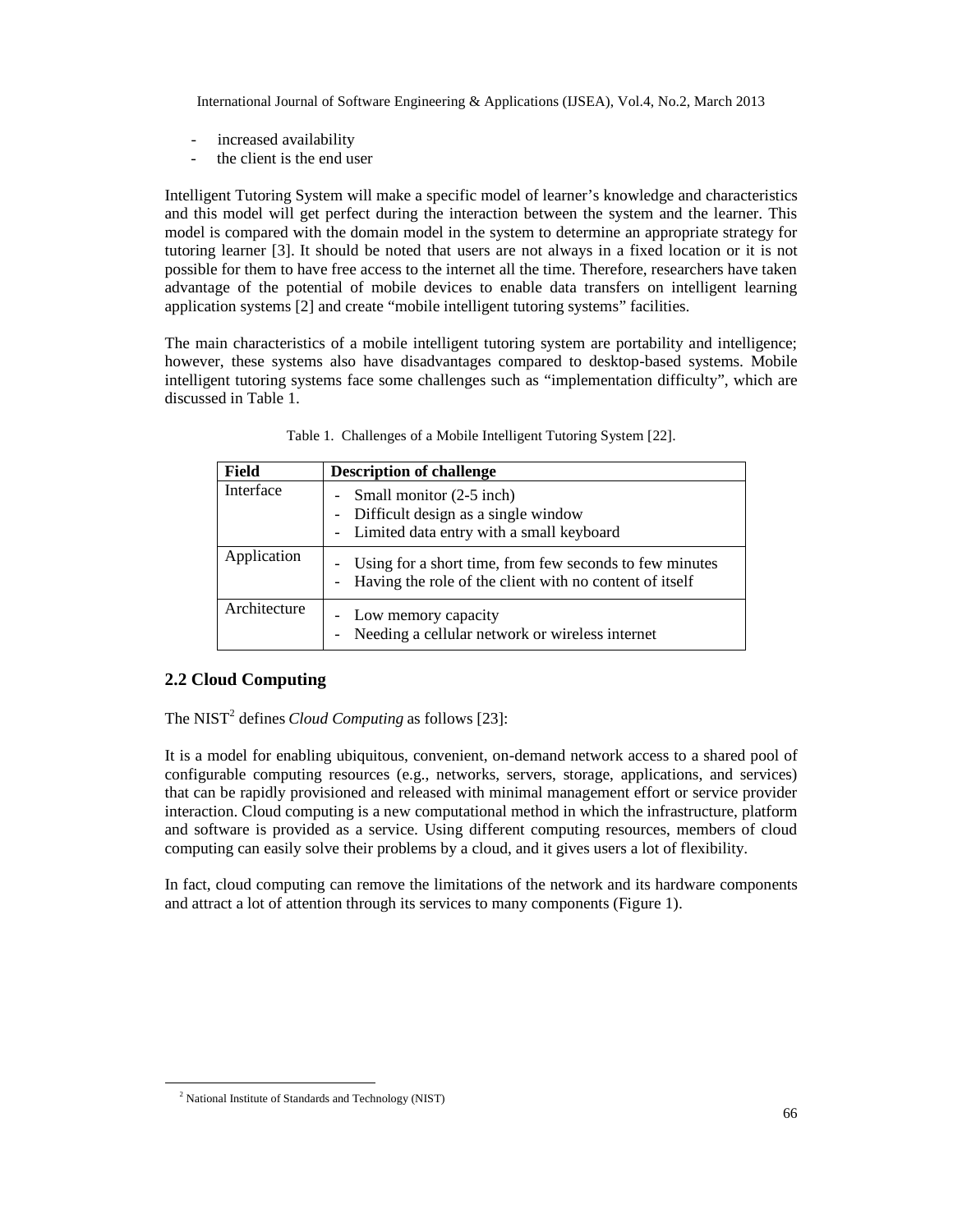- increased availability
- the client is the end user

Intelligent Tutoring System will make a specific model of learner's knowledge and characteristics and this model will get perfect during the interaction between the system and the learner. This model is compared with the domain model in the system to determine an appropriate strategy for tutoring learner [3]. It should be noted that users are not always in a fixed location or it is not possible for them to have free access to the internet all the time. Therefore, researchers have taken advantage of the potential of mobile devices to enable data transfers on intelligent learning application systems [2] and create "mobile intelligent tutoring systems" facilities.

The main characteristics of a mobile intelligent tutoring system are portability and intelligence; however, these systems also have disadvantages compared to desktop-based systems. Mobile intelligent tutoring systems face some challenges such as "implementation difficulty", which are discussed in Table 1.

Table 1. Challenges of a Mobile Intelligent Tutoring System [22].

| Field | Description of challenge |
|---|---|
| Interface | - Small monitor (2-5 inch)<br>- Difficult design as a single window<br>- Limited data entry with a small keyboard |
| Application | - Using for a short time, from few seconds to few minutes<br>- Having the role of the client with no content of itself |
| Architecture | - Low memory capacity<br>- Needing a cellular network or wireless internet |

## 2.2 Cloud Computing

The NIST[2] defines *Cloud Computing* as follows [23]:

It is a model for enabling ubiquitous, convenient, on-demand network access to a shared pool of configurable computing resources (e.g., networks, servers, storage, applications, and services) that can be rapidly provisioned and released with minimal management effort or service provider interaction. Cloud computing is a new computational method in which the infrastructure, platform and software is provided as a service. Using different computing resources, members of cloud computing can easily solve their problems by a cloud, and it gives users a lot of flexibility.

In fact, cloud computing can remove the limitations of the network and its hardware components and attract a lot of attention through its services to many components (Figure 1).

[2] National Institute of Standards and Technology (NIST)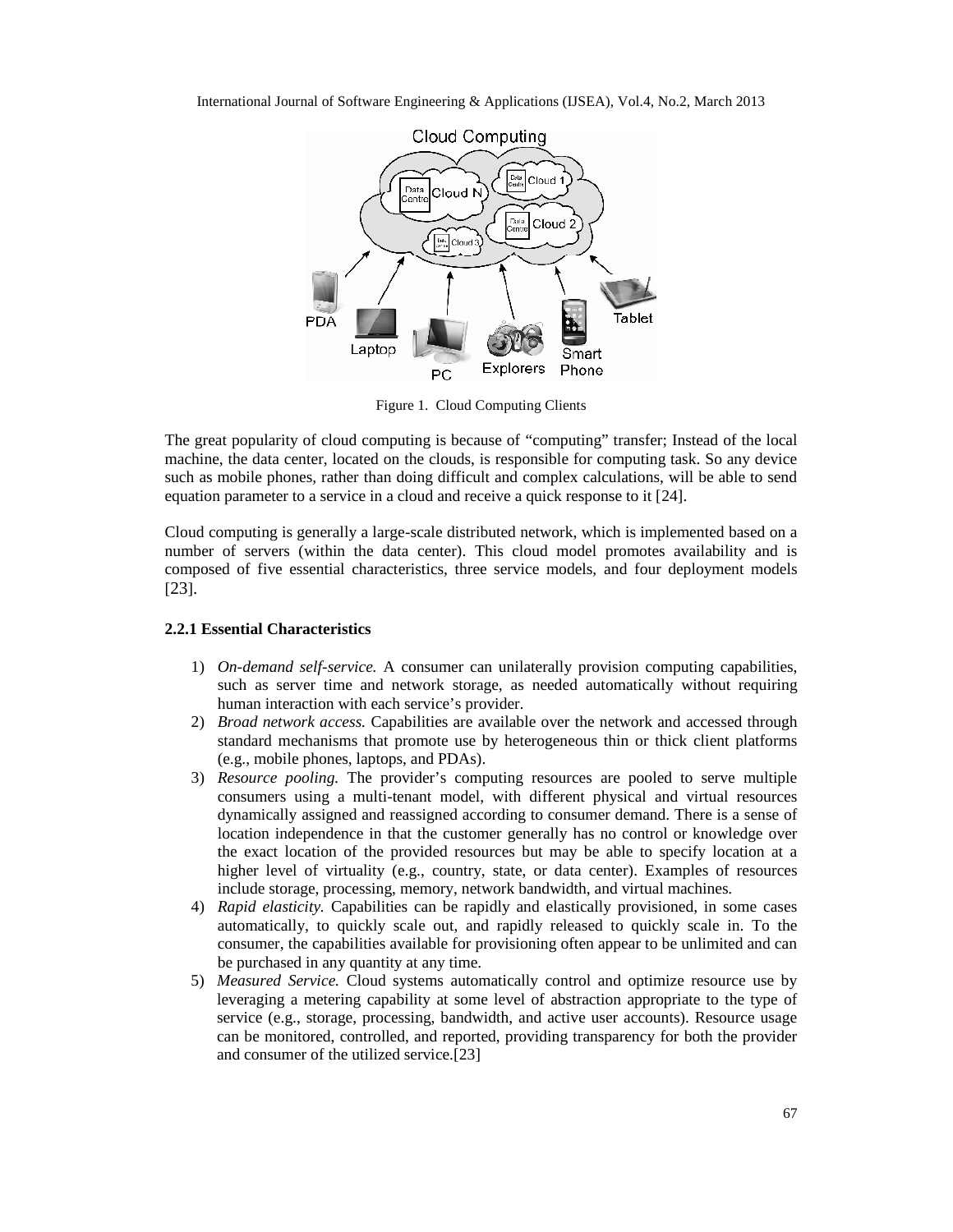Cloud Computing

Data Centre Cloud N

Data Centre Cloud 1

Data Centre Cloud 2

Data Centre Cloud 3

PDA

Laptop

PC

Explorers

Smart Phone

Tablet

Figure 1. Cloud Computing Clients

The great popularity of cloud computing is because of "computing" transfer; Instead of the local machine, the data center, located on the clouds, is responsible for computing task. So any device such as mobile phones, rather than doing difficult and complex calculations, will be able to send equation parameter to a service in a cloud and receive a quick response to it [24].

Cloud computing is generally a large-scale distributed network, which is implemented based on a number of servers (within the data center). This cloud model promotes availability and is composed of five essential characteristics, three service models, and four deployment models [23].

### 2.2.1 Essential Characteristics

1) *On-demand self-service.* A consumer can unilaterally provision computing capabilities, such as server time and network storage, as needed automatically without requiring human interaction with each service's provider.
2) *Broad network access.* Capabilities are available over the network and accessed through standard mechanisms that promote use by heterogeneous thin or thick client platforms (e.g., mobile phones, laptops, and PDAs).
3) *Resource pooling.* The provider's computing resources are pooled to serve multiple consumers using a multi-tenant model, with different physical and virtual resources dynamically assigned and reassigned according to consumer demand. There is a sense of location independence in that the customer generally has no control or knowledge over the exact location of the provided resources but may be able to specify location at a higher level of virtuality (e.g., country, state, or data center). Examples of resources include storage, processing, memory, network bandwidth, and virtual machines.
4) *Rapid elasticity.* Capabilities can be rapidly and elastically provisioned, in some cases automatically, to quickly scale out, and rapidly released to quickly scale in. To the consumer, the capabilities available for provisioning often appear to be unlimited and can be purchased in any quantity at any time.
5) *Measured Service.* Cloud systems automatically control and optimize resource use by leveraging a metering capability at some level of abstraction appropriate to the type of service (e.g., storage, processing, bandwidth, and active user accounts). Resource usage can be monitored, controlled, and reported, providing transparency for both the provider and consumer of the utilized service.[23]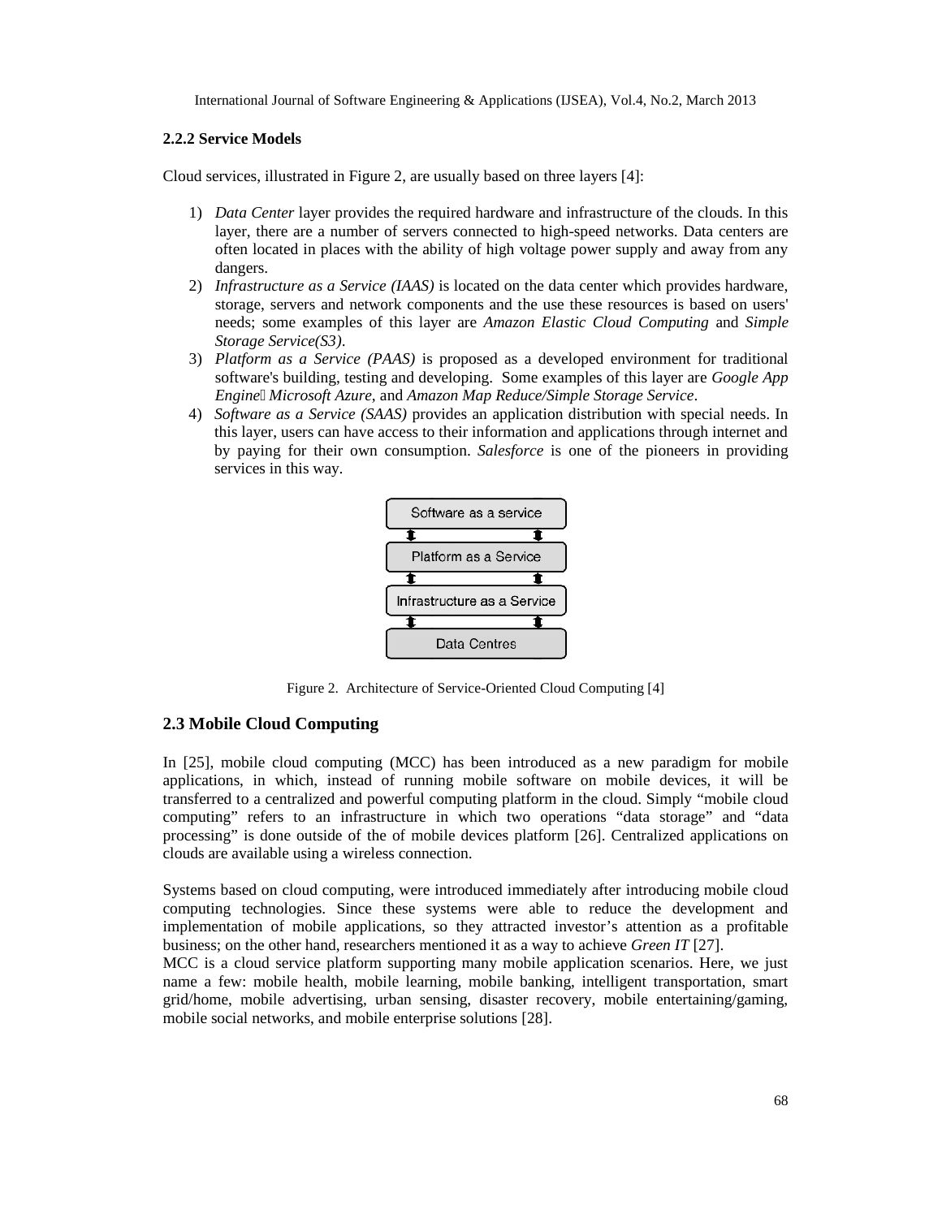### 2.2.2 Service Models

Cloud services, illustrated in Figure 2, are usually based on three layers [4]:

1) *Data Center* layer provides the required hardware and infrastructure of the clouds. In this layer, there are a number of servers connected to high-speed networks. Data centers are often located in places with the ability of high voltage power supply and away from any dangers.
2) *Infrastructure as a Service (IAAS)* is located on the data center which provides hardware, storage, servers and network components and the use these resources is based on users' needs; some examples of this layer are *Amazon Elastic Cloud Computing* and *Simple Storage Service(S3)*.
3) *Platform as a Service (PAAS)* is proposed as a developed environment for traditional software's building, testing and developing. Some examples of this layer are *Google App Engine*, *Microsoft Azure*, and *Amazon Map Reduce/Simple Storage Service*.
4) *Software as a Service (SAAS)* provides an application distribution with special needs. In this layer, users can have access to their information and applications through internet and by paying for their own consumption. *Salesforce* is one of the pioneers in providing services in this way.

Software as a service
Platform as a Service
Infrastructure as a Service
Data Centres

Figure 2. Architecture of Service-Oriented Cloud Computing [4]

## 2.3 Mobile Cloud Computing

In [25], mobile cloud computing (MCC) has been introduced as a new paradigm for mobile applications, in which, instead of running mobile software on mobile devices, it will be transferred to a centralized and powerful computing platform in the cloud. Simply "mobile cloud computing" refers to an infrastructure in which two operations "data storage" and "data processing" is done outside of the of mobile devices platform [26]. Centralized applications on clouds are available using a wireless connection.

Systems based on cloud computing, were introduced immediately after introducing mobile cloud computing technologies. Since these systems were able to reduce the development and implementation of mobile applications, so they attracted investor's attention as a profitable business; on the other hand, researchers mentioned it as a way to achieve *Green IT* [27].
MCC is a cloud service platform supporting many mobile application scenarios. Here, we just name a few: mobile health, mobile learning, mobile banking, intelligent transportation, smart grid/home, mobile advertising, urban sensing, disaster recovery, mobile entertaining/gaming, mobile social networks, and mobile enterprise solutions [28].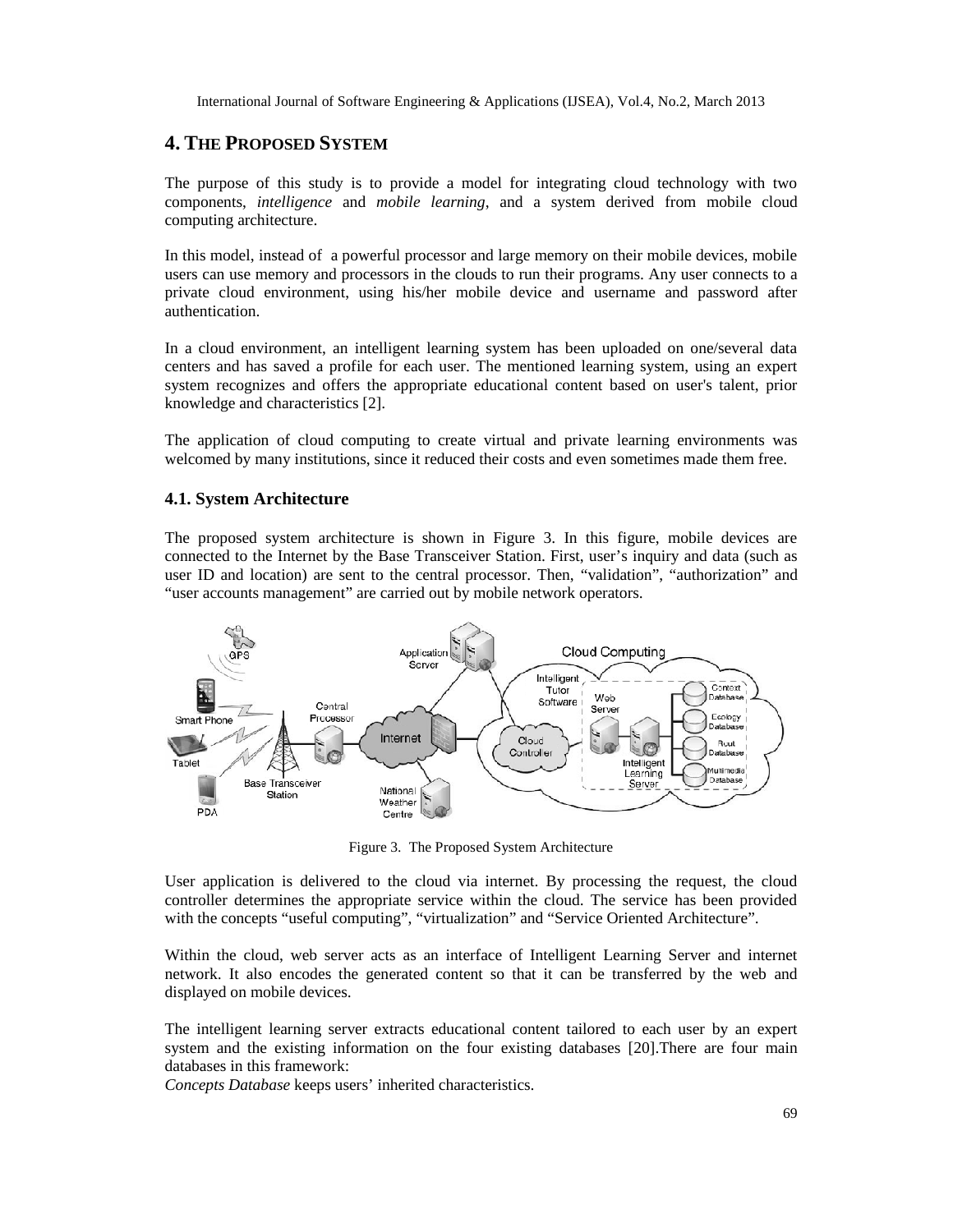## 4. THE PROPOSED SYSTEM

The purpose of this study is to provide a model for integrating cloud technology with two components, *intelligence* and *mobile learning*, and a system derived from mobile cloud computing architecture.

In this model, instead of a powerful processor and large memory on their mobile devices, mobile users can use memory and processors in the clouds to run their programs. Any user connects to a private cloud environment, using his/her mobile device and username and password after authentication.

In a cloud environment, an intelligent learning system has been uploaded on one/several data centers and has saved a profile for each user. The mentioned learning system, using an expert system recognizes and offers the appropriate educational content based on user's talent, prior knowledge and characteristics [2].

The application of cloud computing to create virtual and private learning environments was welcomed by many institutions, since it reduced their costs and even sometimes made them free.

### 4.1. System Architecture

The proposed system architecture is shown in Figure 3. In this figure, mobile devices are connected to the Internet by the Base Transceiver Station. First, user's inquiry and data (such as user ID and location) are sent to the central processor. Then, "validation", "authorization" and "user accounts management" are carried out by mobile network operators.

Figure 3. The Proposed System Architecture

User application is delivered to the cloud via internet. By processing the request, the cloud controller determines the appropriate service within the cloud. The service has been provided with the concepts "useful computing", "virtualization" and "Service Oriented Architecture".

Within the cloud, web server acts as an interface of Intelligent Learning Server and internet network. It also encodes the generated content so that it can be transferred by the web and displayed on mobile devices.

The intelligent learning server extracts educational content tailored to each user by an expert system and the existing information on the four existing databases [20].There are four main databases in this framework:

*Concepts Database* keeps users' inherited characteristics.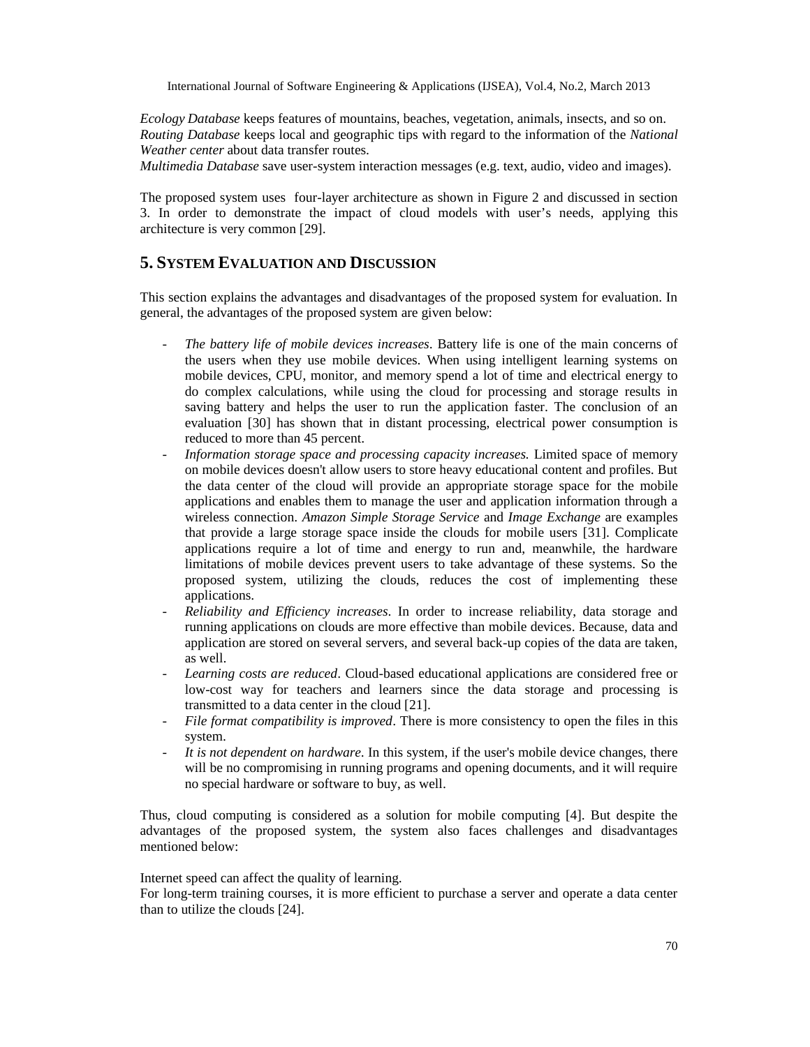*Ecology Database* keeps features of mountains, beaches, vegetation, animals, insects, and so on.
*Routing Database* keeps local and geographic tips with regard to the information of the *National Weather center* about data transfer routes.
*Multimedia Database* save user-system interaction messages (e.g. text, audio, video and images).

The proposed system uses four-layer architecture as shown in Figure 2 and discussed in section 3. In order to demonstrate the impact of cloud models with user's needs, applying this architecture is very common [29].

## 5. SYSTEM EVALUATION AND DISCUSSION

This section explains the advantages and disadvantages of the proposed system for evaluation. In general, the advantages of the proposed system are given below:

- *The battery life of mobile devices increases*. Battery life is one of the main concerns of the users when they use mobile devices. When using intelligent learning systems on mobile devices, CPU, monitor, and memory spend a lot of time and electrical energy to do complex calculations, while using the cloud for processing and storage results in saving battery and helps the user to run the application faster. The conclusion of an evaluation [30] has shown that in distant processing, electrical power consumption is reduced to more than 45 percent.
- *Information storage space and processing capacity increases.* Limited space of memory on mobile devices doesn't allow users to store heavy educational content and profiles. But the data center of the cloud will provide an appropriate storage space for the mobile applications and enables them to manage the user and application information through a wireless connection. *Amazon Simple Storage Service* and *Image Exchange* are examples that provide a large storage space inside the clouds for mobile users [31]. Complicate applications require a lot of time and energy to run and, meanwhile, the hardware limitations of mobile devices prevent users to take advantage of these systems. So the proposed system, utilizing the clouds, reduces the cost of implementing these applications.
- *Reliability and Efficiency increases*. In order to increase reliability, data storage and running applications on clouds are more effective than mobile devices. Because, data and application are stored on several servers, and several back-up copies of the data are taken, as well.
- *Learning costs are reduced*. Cloud-based educational applications are considered free or low-cost way for teachers and learners since the data storage and processing is transmitted to a data center in the cloud [21].
- *File format compatibility is improved*. There is more consistency to open the files in this system.
- *It is not dependent on hardware*. In this system, if the user's mobile device changes, there will be no compromising in running programs and opening documents, and it will require no special hardware or software to buy, as well.

Thus, cloud computing is considered as a solution for mobile computing [4]. But despite the advantages of the proposed system, the system also faces challenges and disadvantages mentioned below:

Internet speed can affect the quality of learning.
For long-term training courses, it is more efficient to purchase a server and operate a data center than to utilize the clouds [24].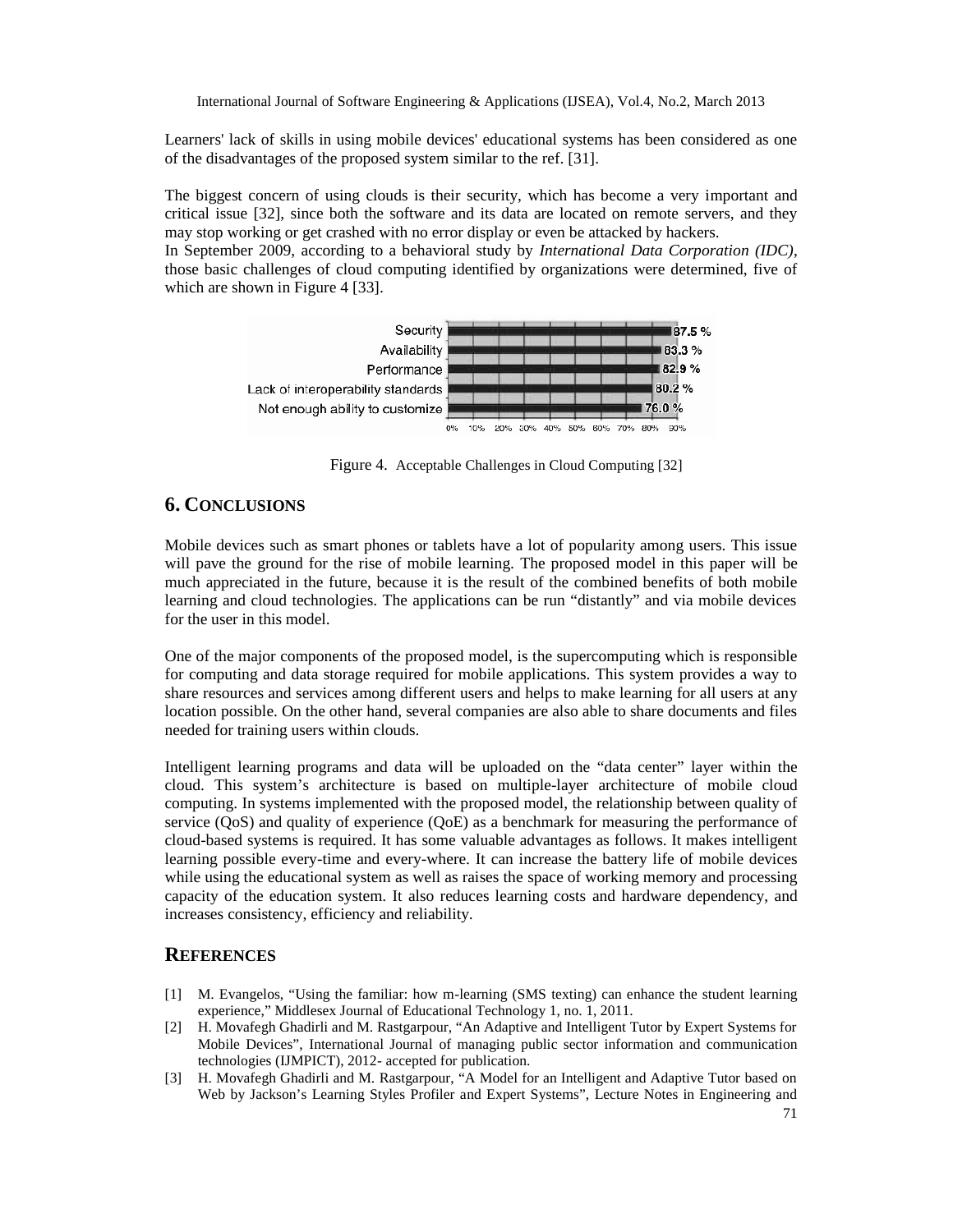Learners' lack of skills in using mobile devices' educational systems has been considered as one of the disadvantages of the proposed system similar to the ref. [31].

The biggest concern of using clouds is their security, which has become a very important and critical issue [32], since both the software and its data are located on remote servers, and they may stop working or get crashed with no error display or even be attacked by hackers.
In September 2009, according to a behavioral study by *International Data Corporation (IDC)*, those basic challenges of cloud computing identified by organizations were determined, five of which are shown in Figure 4 [33].

Security 87.5 %
Availability 83.3 %
Performance 82.9 %
Lack of interoperability standards 80.2 %
Not enough ability to customize 76.0 %
0% 10% 20% 30% 40% 50% 60% 70% 80% 90%

Figure 4. Acceptable Challenges in Cloud Computing [32]

## 6. CONCLUSIONS

Mobile devices such as smart phones or tablets have a lot of popularity among users. This issue will pave the ground for the rise of mobile learning. The proposed model in this paper will be much appreciated in the future, because it is the result of the combined benefits of both mobile learning and cloud technologies. The applications can be run "distantly" and via mobile devices for the user in this model.

One of the major components of the proposed model, is the supercomputing which is responsible for computing and data storage required for mobile applications. This system provides a way to share resources and services among different users and helps to make learning for all users at any location possible. On the other hand, several companies are also able to share documents and files needed for training users within clouds.

Intelligent learning programs and data will be uploaded on the "data center" layer within the cloud. This system's architecture is based on multiple-layer architecture of mobile cloud computing. In systems implemented with the proposed model, the relationship between quality of service (QoS) and quality of experience (QoE) as a benchmark for measuring the performance of cloud-based systems is required. It has some valuable advantages as follows. It makes intelligent learning possible every-time and every-where. It can increase the battery life of mobile devices while using the educational system as well as raises the space of working memory and processing capacity of the education system. It also reduces learning costs and hardware dependency, and increases consistency, efficiency and reliability.

## REFERENCES

[1] M. Evangelos, "Using the familiar: how m-learning (SMS texting) can enhance the student learning experience," Middlesex Journal of Educational Technology 1, no. 1, 2011.

[2] H. Movafegh Ghadirli and M. Rastgarpour, "An Adaptive and Intelligent Tutor by Expert Systems for Mobile Devices", International Journal of managing public sector information and communication technologies (IJMPICT), 2012- accepted for publication.

[3] H. Movafegh Ghadirli and M. Rastgarpour, "A Model for an Intelligent and Adaptive Tutor based on Web by Jackson's Learning Styles Profiler and Expert Systems", Lecture Notes in Engineering and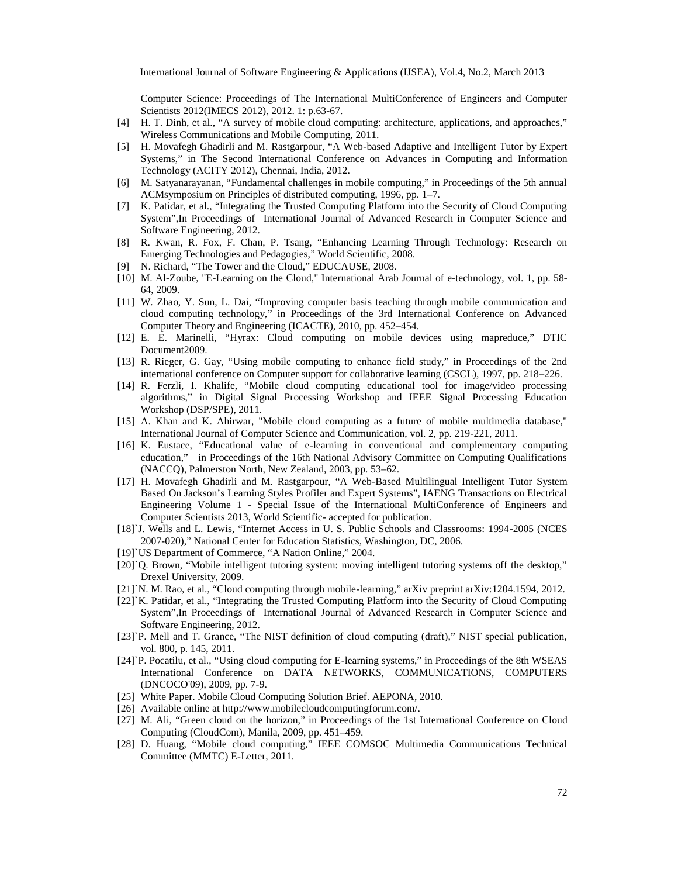Computer Science: Proceedings of The International MultiConference of Engineers and Computer Scientists 2012(IMECS 2012), 2012. 1: p.63-67.

[4] H. T. Dinh, et al., "A survey of mobile cloud computing: architecture, applications, and approaches," Wireless Communications and Mobile Computing, 2011.

[5] H. Movafegh Ghadirli and M. Rastgarpour, "A Web-based Adaptive and Intelligent Tutor by Expert Systems," in The Second International Conference on Advances in Computing and Information Technology (ACITY 2012), Chennai, India, 2012.

[6] M. Satyanarayanan, "Fundamental challenges in mobile computing," in Proceedings of the 5th annual ACMsymposium on Principles of distributed computing, 1996, pp. 1–7.

[7] K. Patidar, et al., "Integrating the Trusted Computing Platform into the Security of Cloud Computing System",In Proceedings of International Journal of Advanced Research in Computer Science and Software Engineering, 2012.

[8] R. Kwan, R. Fox, F. Chan, P. Tsang, "Enhancing Learning Through Technology: Research on Emerging Technologies and Pedagogies," World Scientific, 2008.

[9] N. Richard, "The Tower and the Cloud," EDUCAUSE, 2008.

[10] M. Al-Zoube, "E-Learning on the Cloud," International Arab Journal of e-technology, vol. 1, pp. 58-64, 2009.

[11] W. Zhao, Y. Sun, L. Dai, "Improving computer basis teaching through mobile communication and cloud computing technology," in Proceedings of the 3rd International Conference on Advanced Computer Theory and Engineering (ICACTE), 2010, pp. 452–454.

[12] E. E. Marinelli, "Hyrax: Cloud computing on mobile devices using mapreduce," DTIC Document2009.

[13] R. Rieger, G. Gay, "Using mobile computing to enhance field study," in Proceedings of the 2nd international conference on Computer support for collaborative learning (CSCL), 1997, pp. 218–226.

[14] R. Ferzli, I. Khalife, "Mobile cloud computing educational tool for image/video processing algorithms," in Digital Signal Processing Workshop and IEEE Signal Processing Education Workshop (DSP/SPE), 2011.

[15] A. Khan and K. Ahirwar, "Mobile cloud computing as a future of mobile multimedia database," International Journal of Computer Science and Communication, vol. 2, pp. 219-221, 2011.

[16] K. Eustace, "Educational value of e-learning in conventional and complementary computing education," in Proceedings of the 16th National Advisory Committee on Computing Qualifications (NACCQ), Palmerston North, New Zealand, 2003, pp. 53–62.

[17] H. Movafegh Ghadirli and M. Rastgarpour, "A Web-Based Multilingual Intelligent Tutor System Based On Jackson's Learning Styles Profiler and Expert Systems", IAENG Transactions on Electrical Engineering Volume 1 - Special Issue of the International MultiConference of Engineers and Computer Scientists 2013, World Scientific- accepted for publication.

[18]`J. Wells and L. Lewis, "Internet Access in U. S. Public Schools and Classrooms: 1994-2005 (NCES 2007-020)," National Center for Education Statistics, Washington, DC, 2006.

[19]`US Department of Commerce, "A Nation Online," 2004.

[20]`Q. Brown, "Mobile intelligent tutoring system: moving intelligent tutoring systems off the desktop," Drexel University, 2009.

[21]`N. M. Rao, et al., "Cloud computing through mobile-learning," arXiv preprint arXiv:1204.1594, 2012.

[22]`K. Patidar, et al., "Integrating the Trusted Computing Platform into the Security of Cloud Computing System",In Proceedings of International Journal of Advanced Research in Computer Science and Software Engineering, 2012.

[23]`P. Mell and T. Grance, "The NIST definition of cloud computing (draft)," NIST special publication, vol. 800, p. 145, 2011.

[24]`P. Pocatilu, et al., "Using cloud computing for E-learning systems," in Proceedings of the 8th WSEAS International Conference on DATA NETWORKS, COMMUNICATIONS, COMPUTERS (DNCOCO'09), 2009, pp. 7-9.

[25] White Paper. Mobile Cloud Computing Solution Brief. AEPONA, 2010.

[26] Available online at http://www.mobilecloudcomputingforum.com/.

[27] M. Ali, "Green cloud on the horizon," in Proceedings of the 1st International Conference on Cloud Computing (CloudCom), Manila, 2009, pp. 451–459.

[28] D. Huang, "Mobile cloud computing," IEEE COMSOC Multimedia Communications Technical Committee (MMTC) E-Letter, 2011.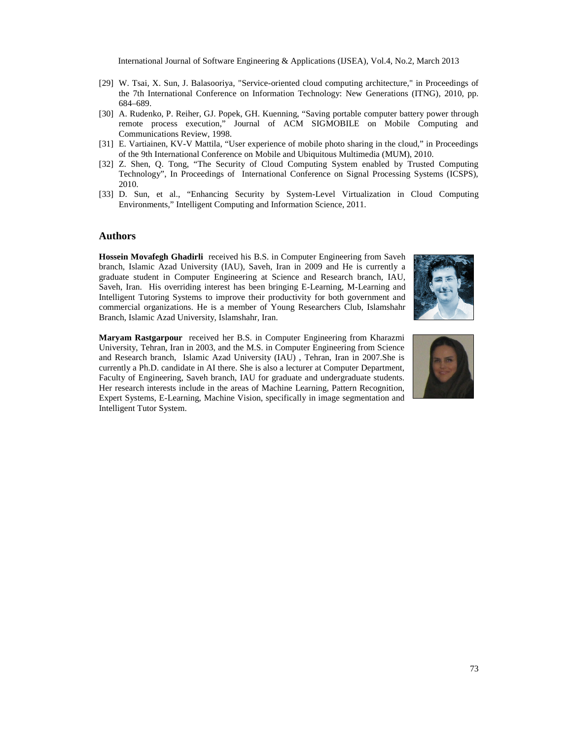[29] W. Tsai, X. Sun, J. Balasooriya, "Service-oriented cloud computing architecture," in Proceedings of the 7th International Conference on Information Technology: New Generations (ITNG), 2010, pp. 684–689.

[30] A. Rudenko, P. Reiher, GJ. Popek, GH. Kuenning, “Saving portable computer battery power through remote process execution,” Journal of ACM SIGMOBILE on Mobile Computing and Communications Review, 1998.

[31] E. Vartiainen, KV-V Mattila, “User experience of mobile photo sharing in the cloud,” in Proceedings of the 9th International Conference on Mobile and Ubiquitous Multimedia (MUM), 2010.

[32] Z. Shen, Q. Tong, “The Security of Cloud Computing System enabled by Trusted Computing Technology”, In Proceedings of International Conference on Signal Processing Systems (ICSPS), 2010.

[33] D. Sun, et al., “Enhancing Security by System-Level Virtualization in Cloud Computing Environments,” Intelligent Computing and Information Science, 2011.

## Authors

**Hossein Movafegh Ghadirli** received his B.S. in Computer Engineering from Saveh branch, Islamic Azad University (IAU), Saveh, Iran in 2009 and He is currently a graduate student in Computer Engineering at Science and Research branch, IAU, Saveh, Iran. His overriding interest has been bringing E-Learning, M-Learning and Intelligent Tutoring Systems to improve their productivity for both government and commercial organizations. He is a member of Young Researchers Club, Islamshahr Branch, Islamic Azad University, Islamshahr, Iran.

**Maryam Rastgarpour** received her B.S. in Computer Engineering from Kharazmi University, Tehran, Iran in 2003, and the M.S. in Computer Engineering from Science and Research branch, Islamic Azad University (IAU) , Tehran, Iran in 2007.She is currently a Ph.D. candidate in AI there. She is also a lecturer at Computer Department, Faculty of Engineering, Saveh branch, IAU for graduate and undergraduate students. Her research interests include in the areas of Machine Learning, Pattern Recognition, Expert Systems, E-Learning, Machine Vision, specifically in image segmentation and Intelligent Tutor System.